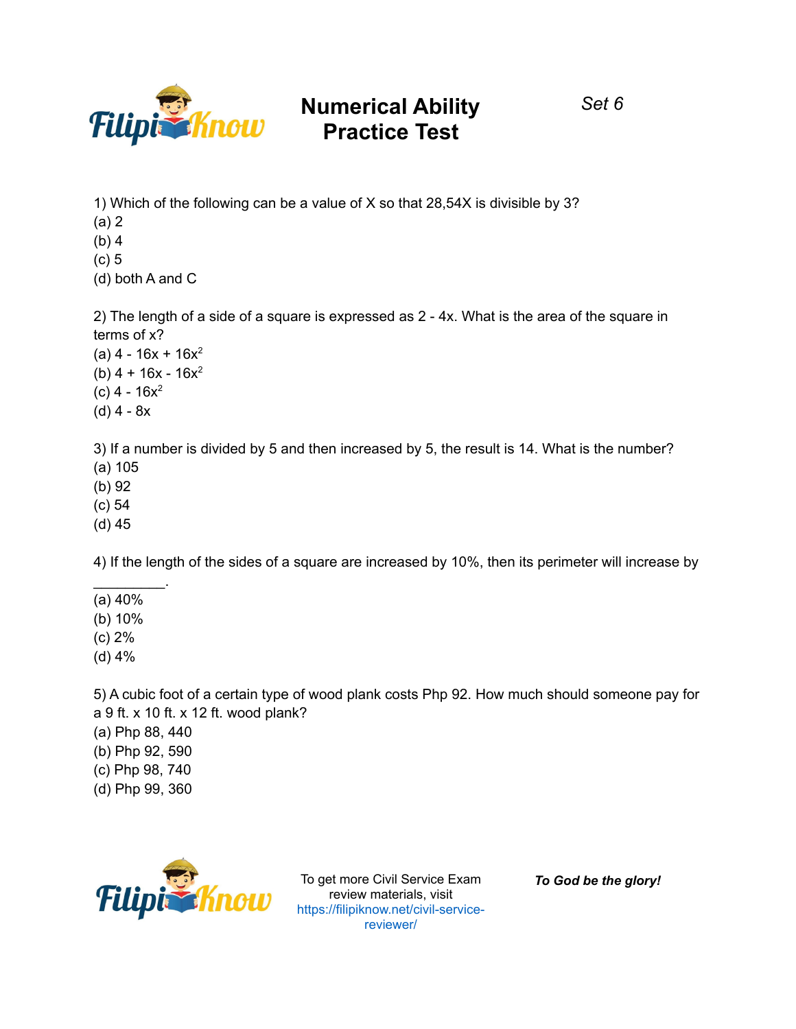# Numerical Ability Practice Test

*Set 6*

1) Which of the following can be a value of X so that 28,54X is divisible by 3?
(a) 2
(b) 4
(c) 5
(d) both A and C

2) The length of a side of a square is expressed as 2 - 4x. What is the area of the square in terms of x?
(a) $4 - 16x + 16x^2$
(b) $4 + 16x - 16x^2$
(c) $4 - 16x^2$
(d) $4 - 8x$

3) If a number is divided by 5 and then increased by 5, the result is 14. What is the number?
(a) 105
(b) 92
(c) 54
(d) 45

4) If the length of the sides of a square are increased by 10%, then its perimeter will increase by _________.
(a) 40%
(b) 10%
(c) 2%
(d) 4%

5) A cubic foot of a certain type of wood plank costs Php 92. How much should someone pay for a 9 ft. x 10 ft. x 12 ft. wood plank?
(a) Php 88, 440
(b) Php 92, 590
(c) Php 98, 740
(d) Php 99, 360

To get more Civil Service Exam review materials, visit https://filipiknow.net/civil-service-reviewer/

***To God be the glory!***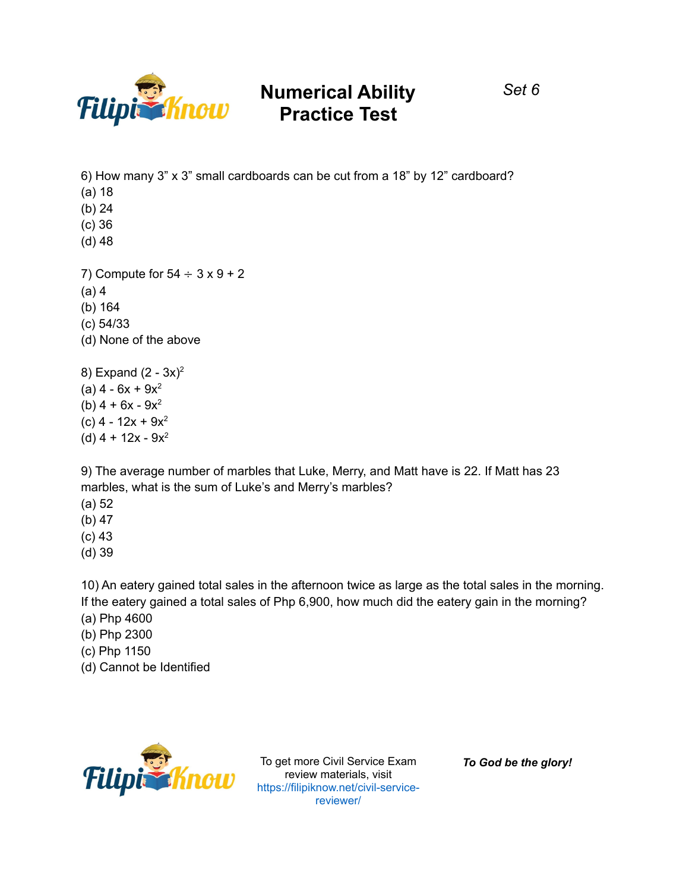6) How many 3” x 3” small cardboards can be cut from a 18” by 12” cardboard?
(a) 18
(b) 24
(c) 36
(d) 48

7) Compute for 54 ÷ 3 x 9 + 2
(a) 4
(b) 164
(c) 54/33
(d) None of the above

8) Expand $(2 - 3x)^2$
(a) $4 - 6x + 9x^2$
(b) $4 + 6x - 9x^2$
(c) $4 - 12x + 9x^2$
(d) $4 + 12x - 9x^2$

9) The average number of marbles that Luke, Merry, and Matt have is 22. If Matt has 23 marbles, what is the sum of Luke’s and Merry’s marbles?
(a) 52
(b) 47
(c) 43
(d) 39

10) An eatery gained total sales in the afternoon twice as large as the total sales in the morning. If the eatery gained a total sales of Php 6,900, how much did the eatery gain in the morning?
(a) Php 4600
(b) Php 2300
(c) Php 1150
(d) Cannot be Identified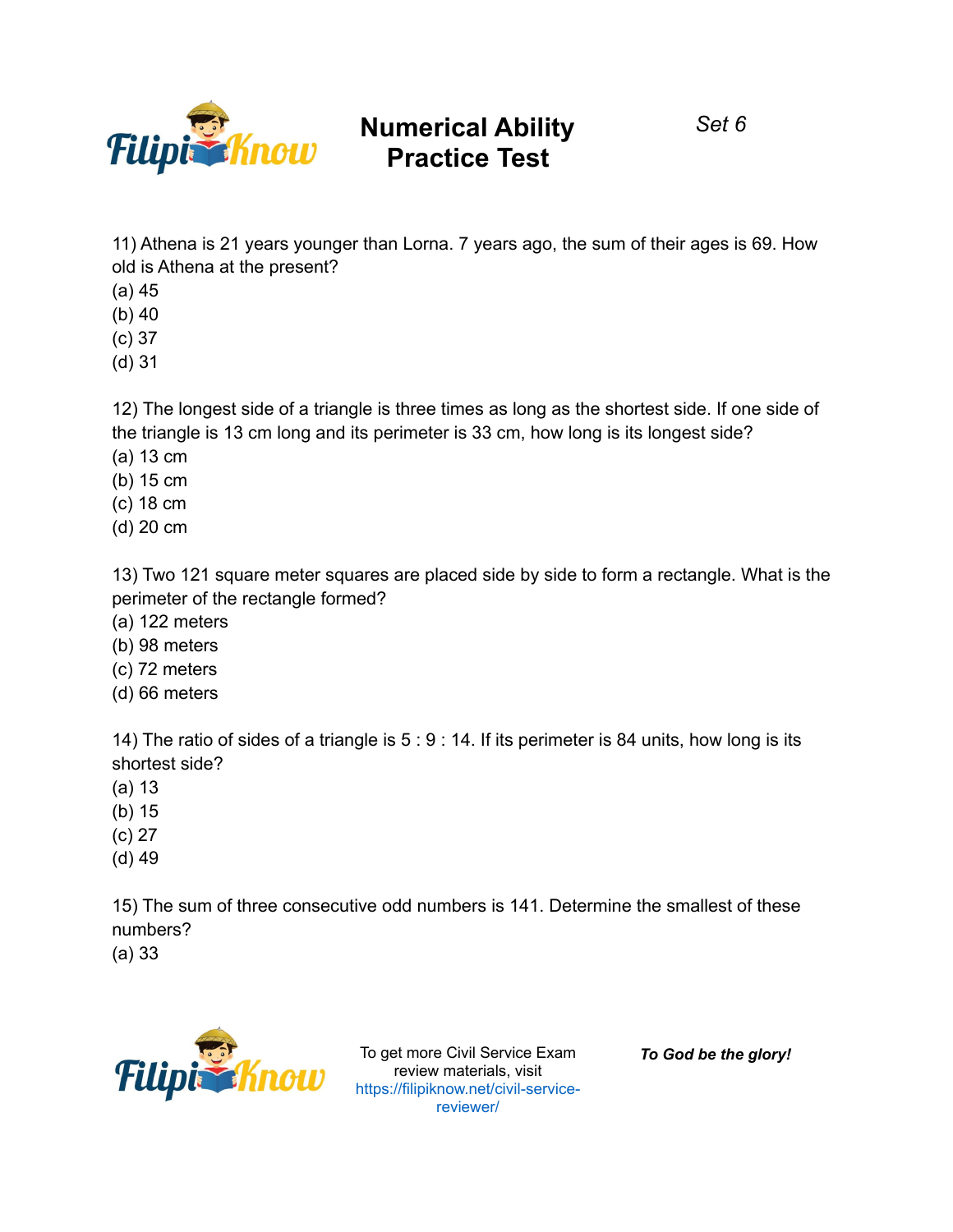11) Athena is 21 years younger than Lorna. 7 years ago, the sum of their ages is 69. How old is Athena at the present?

(a) 45
(b) 40
(c) 37
(d) 31

12) The longest side of a triangle is three times as long as the shortest side. If one side of the triangle is 13 cm long and its perimeter is 33 cm, how long is its longest side?

(a) 13 cm
(b) 15 cm
(c) 18 cm
(d) 20 cm

13) Two 121 square meter squares are placed side by side to form a rectangle. What is the perimeter of the rectangle formed?

(a) 122 meters
(b) 98 meters
(c) 72 meters
(d) 66 meters

14) The ratio of sides of a triangle is 5 : 9 : 14. If its perimeter is 84 units, how long is its shortest side?

(a) 13
(b) 15
(c) 27
(d) 49

15) The sum of three consecutive odd numbers is 141. Determine the smallest of these numbers?

(a) 33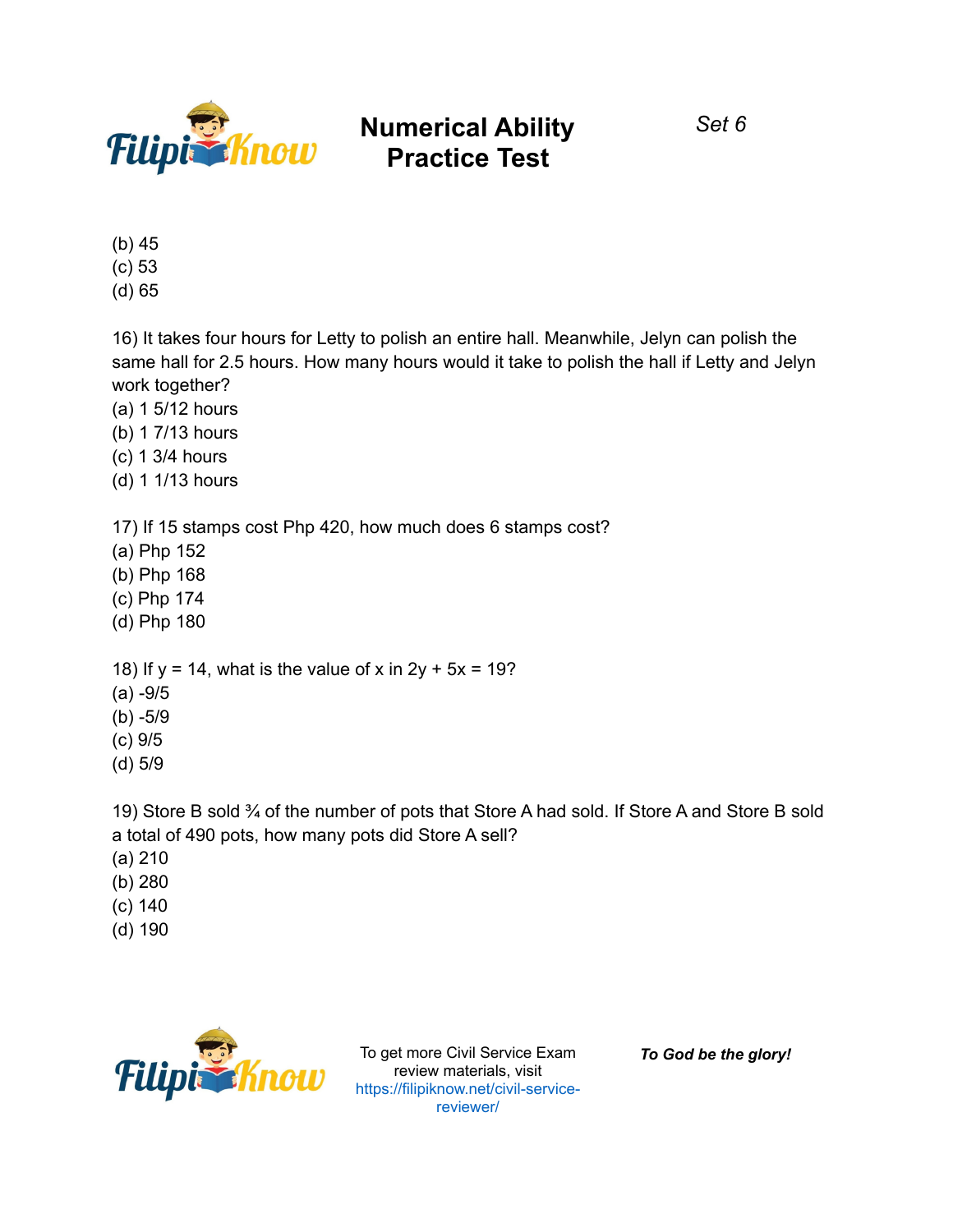(b) 45
(c) 53
(d) 65

16) It takes four hours for Letty to polish an entire hall. Meanwhile, Jelyn can polish the same hall for 2.5 hours. How many hours would it take to polish the hall if Letty and Jelyn work together?
(a) 1 5/12 hours
(b) 1 7/13 hours
(c) 1 3/4 hours
(d) 1 1/13 hours

17) If 15 stamps cost Php 420, how much does 6 stamps cost?
(a) Php 152
(b) Php 168
(c) Php 174
(d) Php 180

18) If $y = 14$, what is the value of $x$ in $2y + 5x = 19$?
(a) -9/5
(b) -5/9
(c) 9/5
(d) 5/9

19) Store B sold ¾ of the number of pots that Store A had sold. If Store A and Store B sold a total of 490 pots, how many pots did Store A sell?
(a) 210
(b) 280
(c) 140
(d) 190

To get more Civil Service Exam review materials, visit https://filipiknow.net/civil-service-reviewer/

***To God be the glory!***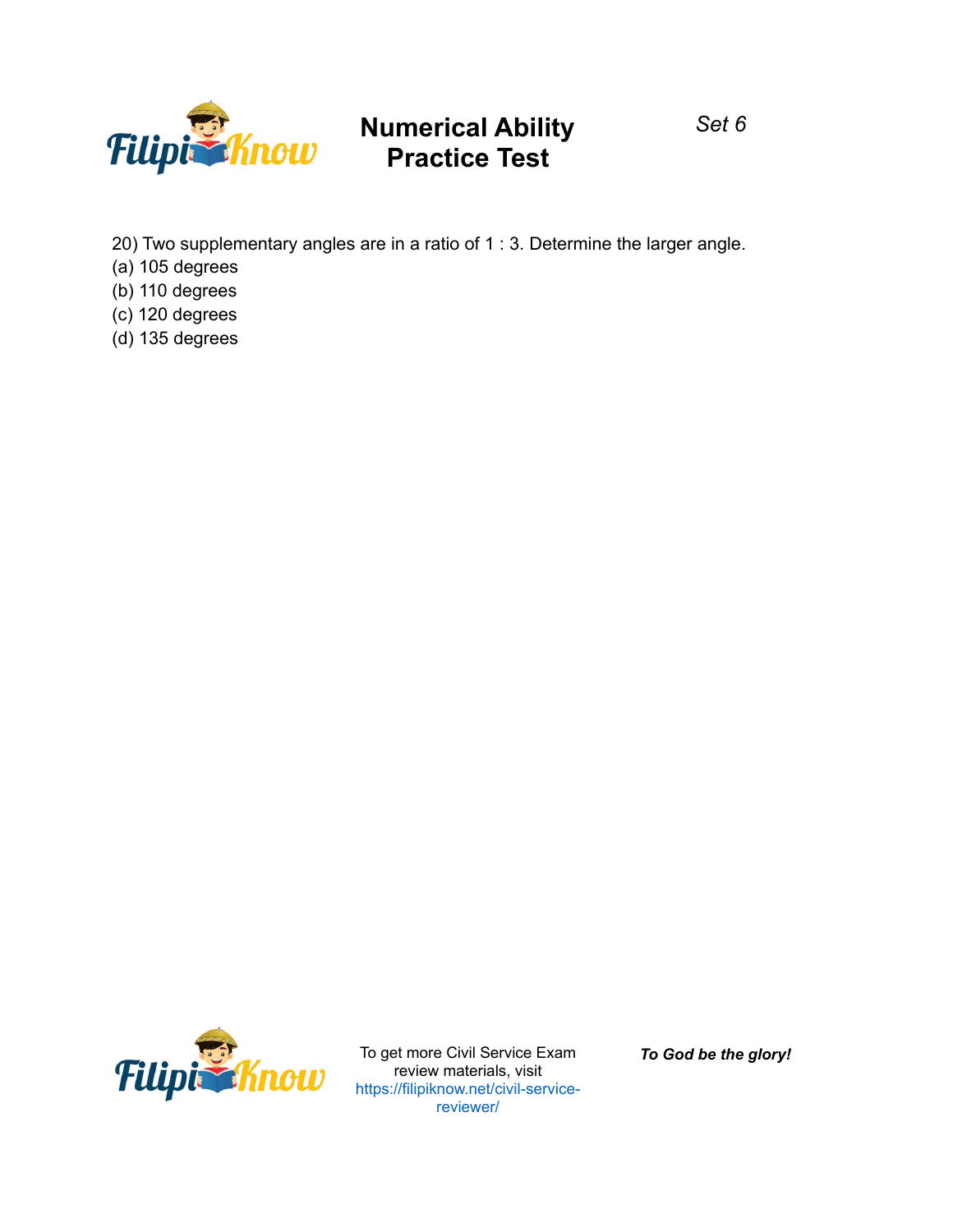20) Two supplementary angles are in a ratio of 1 : 3. Determine the larger angle.
(a) 105 degrees
(b) 110 degrees
(c) 120 degrees
(d) 135 degrees